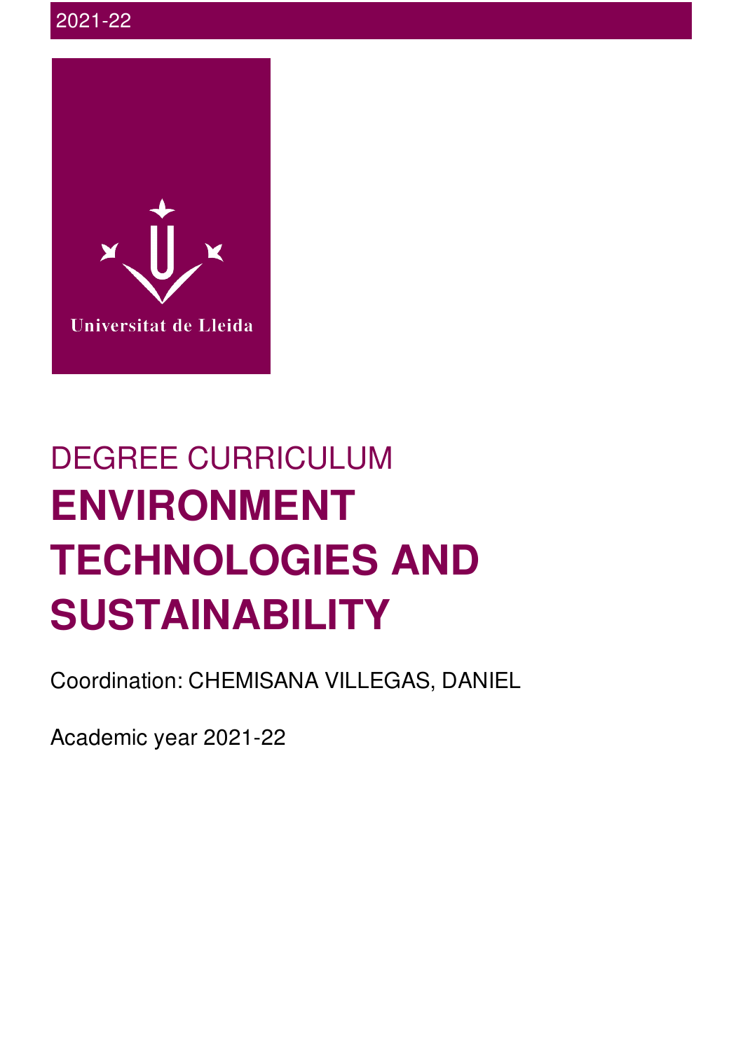2021-22

Universitat de Lleida

DEGREE CURRICULUM

# ENVIRONMENT TECHNOLOGIES AND SUSTAINABILITY

Coordination: CHEMISANA VILLEGAS, DANIEL

Academic year 2021-22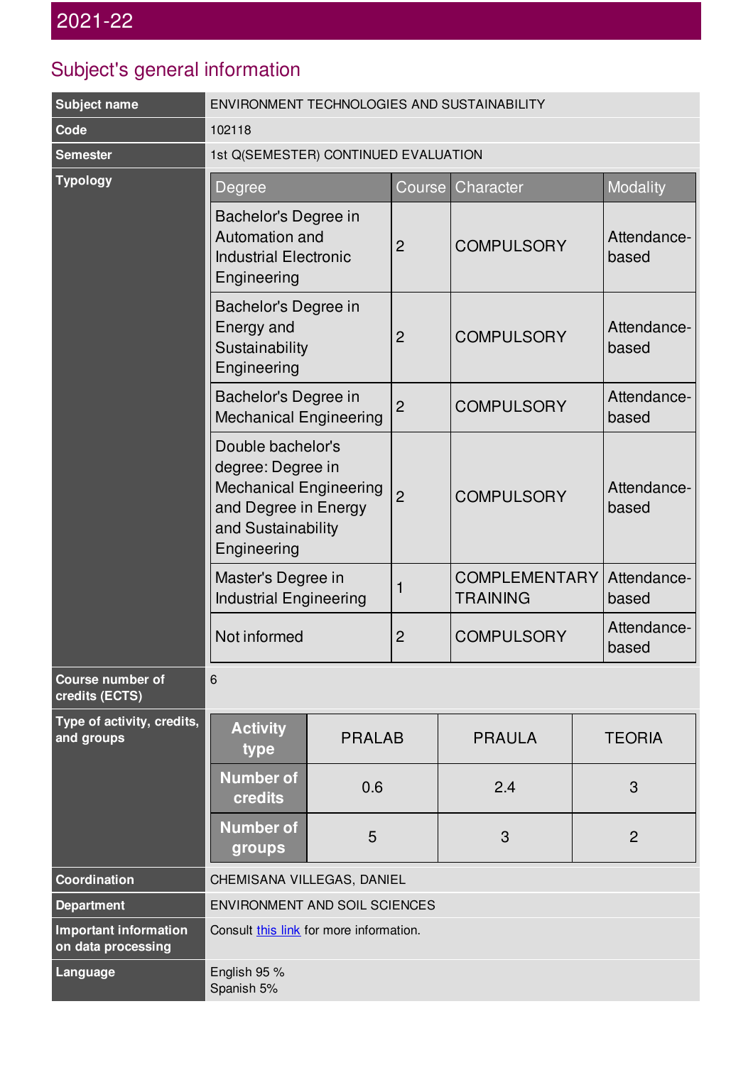# 2021-22

## Subject's general information

| | |
|---|---|
| **Subject name** | ENVIRONMENT TECHNOLOGIES AND SUSTAINABILITY |
| **Code** | 102118 |
| **Semester** | 1st Q(SEMESTER) CONTINUED EVALUATION |

**Typology**

| Degree | Course | Character | Modality |
|---|---|---|---|
| Bachelor's Degree in Automation and Industrial Electronic Engineering | 2 | COMPULSORY | Attendance-based |
| Bachelor's Degree in Energy and Sustainability Engineering | 2 | COMPULSORY | Attendance-based |
| Bachelor's Degree in Mechanical Engineering | 2 | COMPULSORY | Attendance-based |
| Double bachelor's degree: Degree in Mechanical Engineering and Degree in Energy and Sustainability Engineering | 2 | COMPULSORY | Attendance-based |
| Master's Degree in Industrial Engineering | 1 | COMPLEMENTARY TRAINING | Attendance-based |
| Not informed | 2 | COMPULSORY | Attendance-based |

**Course number of credits (ECTS)**: 6

**Type of activity, credits, and groups**

| Activity type | PRALAB | PRAULA | TEORIA |
|---|---|---|---|
| Number of credits | 0.6 | 2.4 | 3 |
| Number of groups | 5 | 3 | 2 |

| | |
|---|---|
| **Coordination** | CHEMISANA VILLEGAS, DANIEL |
| **Department** | ENVIRONMENT AND SOIL SCIENCES |
| **Important information on data processing** | Consult this link for more information. |
| **Language** | English 95 %<br>Spanish 5% |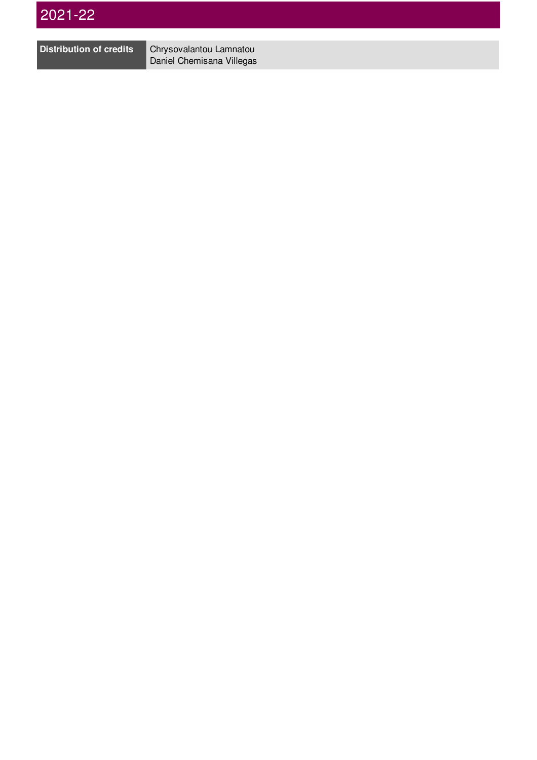# 2021-22

| Distribution of credits | Chrysovalantou Lamnatou<br>Daniel Chemisana Villegas |
|---|---|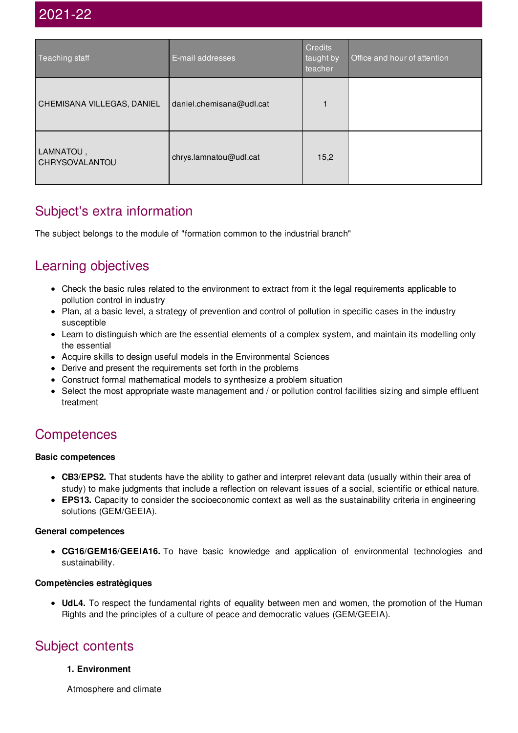# 2021-22

| Teaching staff | E-mail addresses | Credits taught by teacher | Office and hour of attention |
|---|---|---|---|
| CHEMISANA VILLEGAS, DANIEL | daniel.chemisana@udl.cat | 1 | |
| LAMNATOU , CHRYSOVALANTOU | chrys.lamnatou@udl.cat | 15,2 | |

## Subject's extra information

The subject belongs to the module of "formation common to the industrial branch"

## Learning objectives

- Check the basic rules related to the environment to extract from it the legal requirements applicable to pollution control in industry
- Plan, at a basic level, a strategy of prevention and control of pollution in specific cases in the industry susceptible
- Learn to distinguish which are the essential elements of a complex system, and maintain its modelling only the essential
- Acquire skills to design useful models in the Environmental Sciences
- Derive and present the requirements set forth in the problems
- Construct formal mathematical models to synthesize a problem situation
- Select the most appropriate waste management and / or pollution control facilities sizing and simple effluent treatment

## Competences

#### Basic competences

- **CB3/EPS2.** That students have the ability to gather and interpret relevant data (usually within their area of study) to make judgments that include a reflection on relevant issues of a social, scientific or ethical nature.
- **EPS13.** Capacity to consider the socioeconomic context as well as the sustainability criteria in engineering solutions (GEM/GEEIA).

#### General competences

- **CG16/GEM16/GEEIA16.** To have basic knowledge and application of environmental technologies and sustainability.

#### Competències estratègiques

- **UdL4.** To respect the fundamental rights of equality between men and women, the promotion of the Human Rights and the principles of a culture of peace and democratic values (GEM/GEEIA).

## Subject contents

**1. Environment**

Atmosphere and climate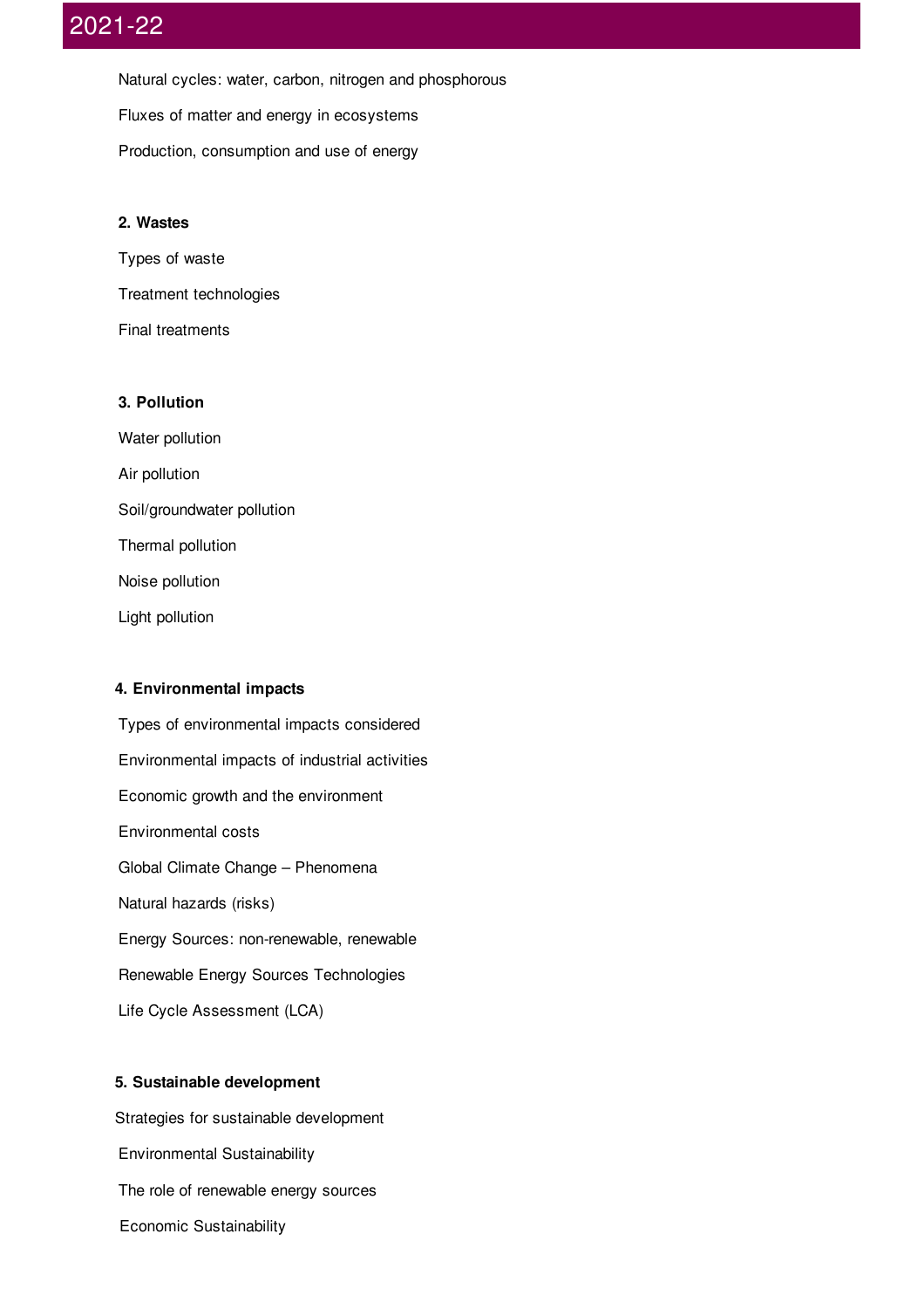Natural cycles: water, carbon, nitrogen and phosphorous

Fluxes of matter and energy in ecosystems

Production, consumption and use of energy

**2. Wastes**

Types of waste

Treatment technologies

Final treatments

**3. Pollution**

Water pollution

Air pollution

Soil/groundwater pollution

Thermal pollution

Noise pollution

Light pollution

**4. Environmental impacts**

Types of environmental impacts considered

Environmental impacts of industrial activities

Economic growth and the environment

Environmental costs

Global Climate Change – Phenomena

Natural hazards (risks)

Energy Sources: non-renewable, renewable

Renewable Energy Sources Technologies

Life Cycle Assessment (LCA)

**5. Sustainable development**

Strategies for sustainable development

Environmental Sustainability

The role of renewable energy sources

Economic Sustainability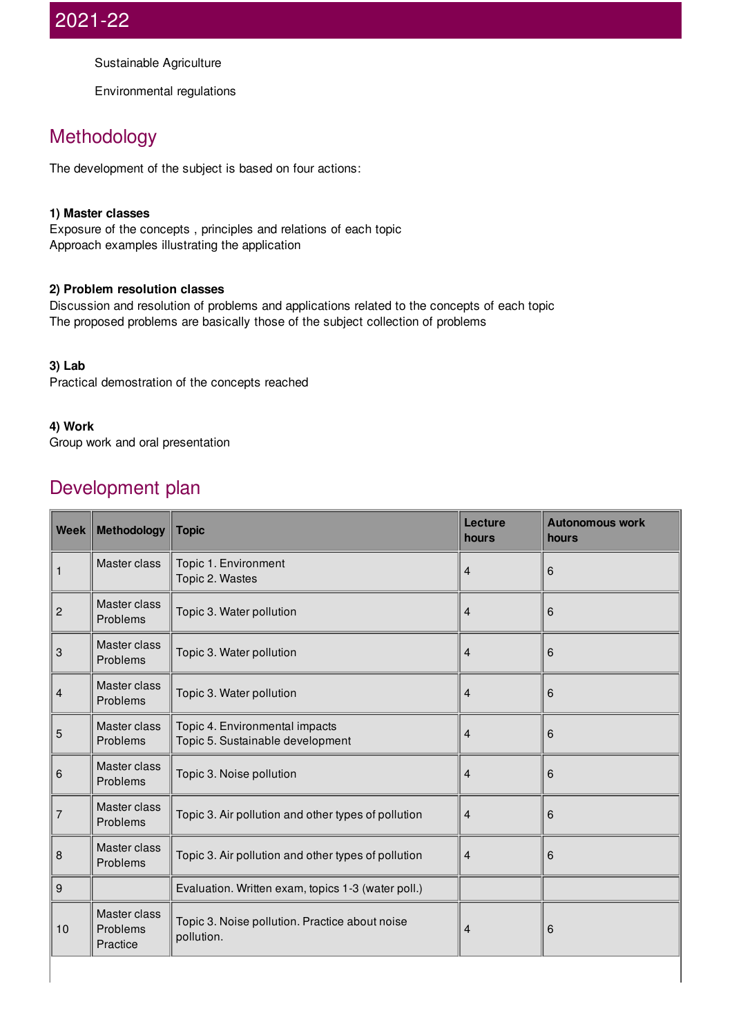Sustainable Agriculture

Environmental regulations

## Methodology

The development of the subject is based on four actions:

**1) Master classes**
Exposure of the concepts , principles and relations of each topic
Approach examples illustrating the application

**2) Problem resolution classes**
Discussion and resolution of problems and applications related to the concepts of each topic
The proposed problems are basically those of the subject collection of problems

**3) Lab**
Practical demostration of the concepts reached

**4) Work**
Group work and oral presentation

## Development plan

| Week | Methodology | Topic | Lecture hours | Autonomous work hours |
|---|---|---|---|---|
| 1 | Master class | Topic 1. Environment<br>Topic 2. Wastes | 4 | 6 |
| 2 | Master class<br>Problems | Topic 3. Water pollution | 4 | 6 |
| 3 | Master class<br>Problems | Topic 3. Water pollution | 4 | 6 |
| 4 | Master class<br>Problems | Topic 3. Water pollution | 4 | 6 |
| 5 | Master class<br>Problems | Topic 4. Environmental impacts<br>Topic 5. Sustainable development | 4 | 6 |
| 6 | Master class<br>Problems | Topic 3. Noise pollution | 4 | 6 |
| 7 | Master class<br>Problems | Topic 3. Air pollution and other types of pollution | 4 | 6 |
| 8 | Master class<br>Problems | Topic 3. Air pollution and other types of pollution | 4 | 6 |
| 9 | | Evaluation. Written exam, topics 1-3 (water poll.) | | |
| 10 | Master class<br>Problems<br>Practice | Topic 3. Noise pollution. Practice about noise pollution. | 4 | 6 |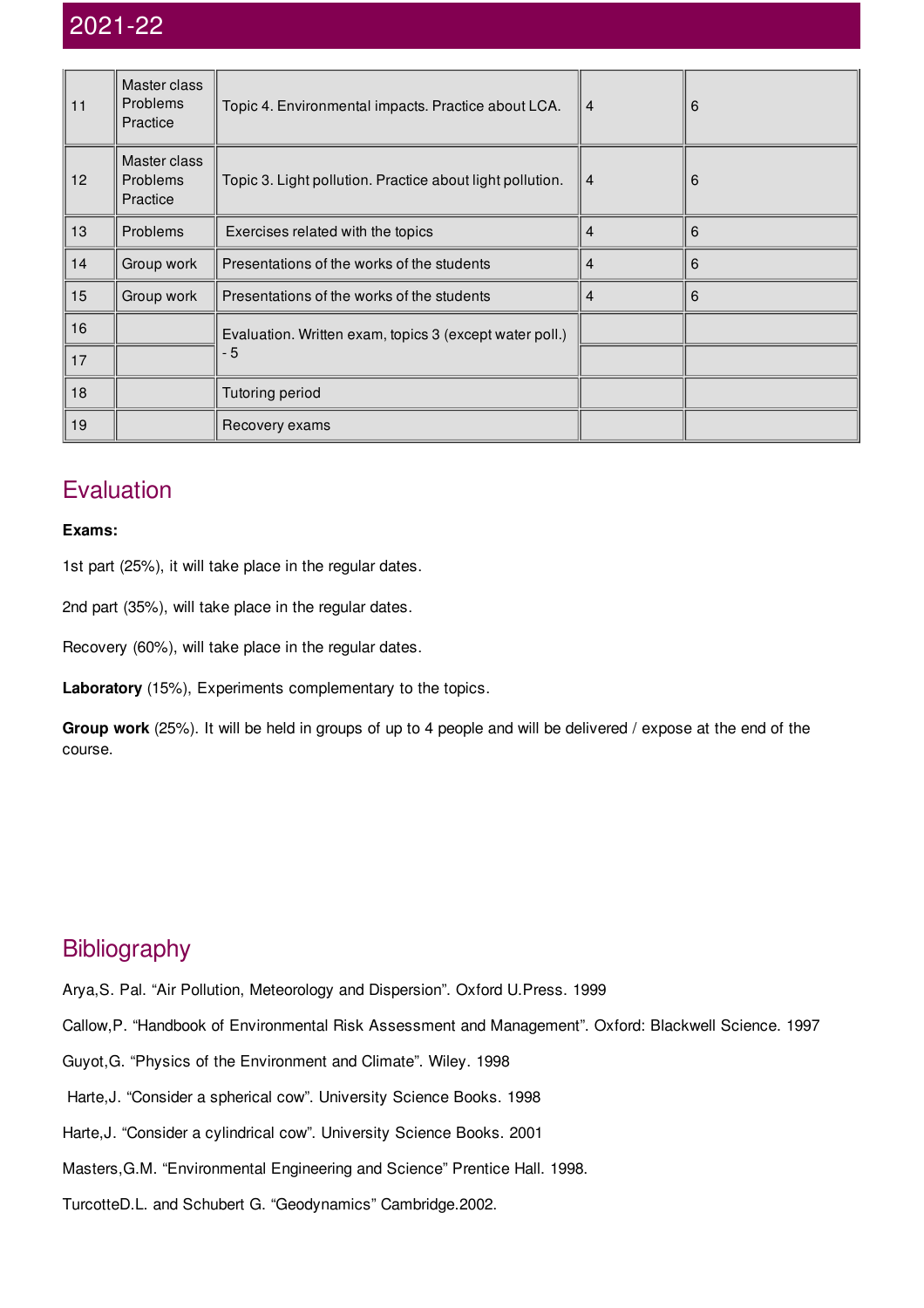| 11 | Master class Problems Practice | Topic 4. Environmental impacts. Practice about LCA. | 4 | 6 |
|---|---|---|---|---|
| 12 | Master class Problems Practice | Topic 3. Light pollution. Practice about light pollution. | 4 | 6 |
| 13 | Problems | Exercises related with the topics | 4 | 6 |
| 14 | Group work | Presentations of the works of the students | 4 | 6 |
| 15 | Group work | Presentations of the works of the students | 4 | 6 |
| 16 | | Evaluation. Written exam, topics 3 (except water poll.) - 5 | | |
| 17 | | | | |
| 18 | | Tutoring period | | |
| 19 | | Recovery exams | | |

## Evaluation

**Exams:**

1st part (25%), it will take place in the regular dates.

2nd part (35%), will take place in the regular dates.

Recovery (60%), will take place in the regular dates.

**Laboratory** (15%), Experiments complementary to the topics.

**Group work** (25%). It will be held in groups of up to 4 people and will be delivered / expose at the end of the course.

## Bibliography

Arya,S. Pal. "Air Pollution, Meteorology and Dispersion". Oxford U.Press. 1999

Callow,P. "Handbook of Environmental Risk Assessment and Management". Oxford: Blackwell Science. 1997

Guyot,G. "Physics of the Environment and Climate". Wiley. 1998

Harte,J. "Consider a spherical cow". University Science Books. 1998

Harte,J. "Consider a cylindrical cow". University Science Books. 2001

Masters,G.M. "Environmental Engineering and Science" Prentice Hall. 1998.

TurcotteD.L. and Schubert G. "Geodynamics" Cambridge.2002.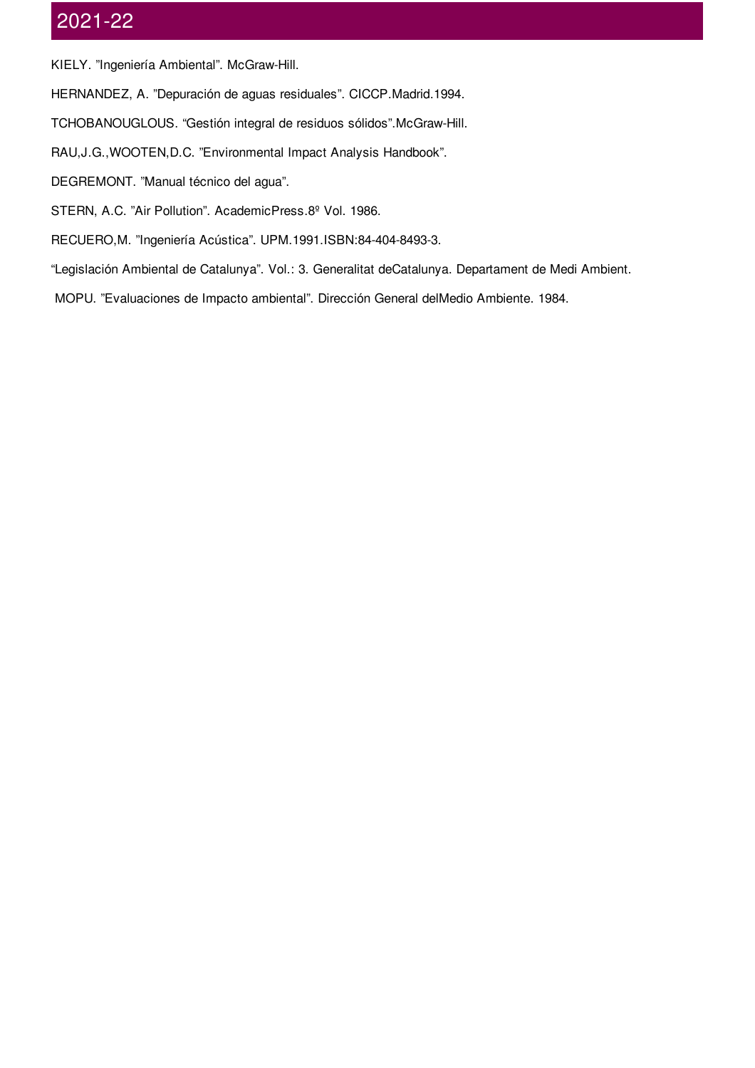KIELY. ”Ingeniería Ambiental”. McGraw-Hill.

HERNANDEZ, A. ”Depuración de aguas residuales”. CICCP.Madrid.1994.

TCHOBANOUGLOUS. “Gestión integral de residuos sólidos”.McGraw-Hill.

RAU,J.G.,WOOTEN,D.C. ”Environmental Impact Analysis Handbook”.

DEGREMONT. ”Manual técnico del agua”.

STERN, A.C. ”Air Pollution”. AcademicPress.8º Vol. 1986.

RECUERO,M. ”Ingeniería Acústica”. UPM.1991.ISBN:84-404-8493-3.

“Legislación Ambiental de Catalunya”. Vol.: 3. Generalitat deCatalunya. Departament de Medi Ambient.

MOPU. ”Evaluaciones de Impacto ambiental”. Dirección General delMedio Ambiente. 1984.